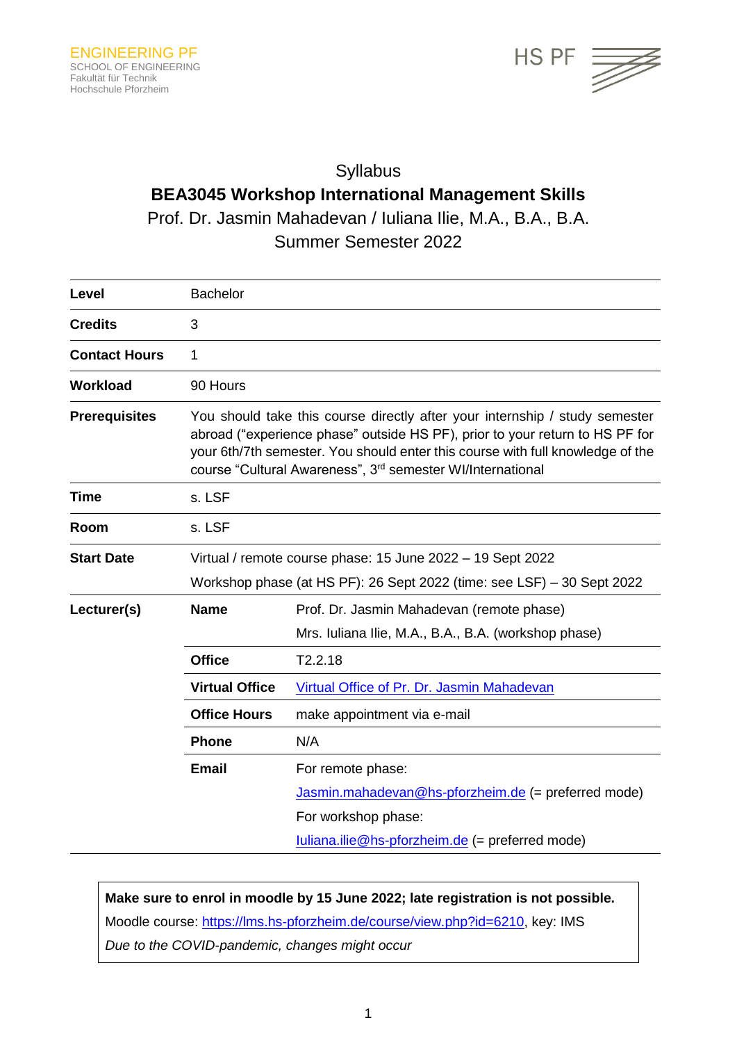ENGINEERING PF
SCHOOL OF ENGINEERING
Fakultät für Technik
Hochschule Pforzheim

HS PF

# Syllabus

## BEA3045 Workshop International Management Skills

Prof. Dr. Jasmin Mahadevan / Iuliana Ilie, M.A., B.A., B.A.

Summer Semester 2022

| | | |
|---|---|---|
| **Level** | Bachelor | |
| **Credits** | 3 | |
| **Contact Hours** | 1 | |
| **Workload** | 90 Hours | |
| **Prerequisites** | You should take this course directly after your internship / study semester abroad ("experience phase" outside HS PF), prior to your return to HS PF for your 6th/7th semester. You should enter this course with full knowledge of the course "Cultural Awareness", 3rd semester WI/International | |
| **Time** | s. LSF | |
| **Room** | s. LSF | |
| **Start Date** | Virtual / remote course phase: 15 June 2022 – 19 Sept 2022<br>Workshop phase (at HS PF): 26 Sept 2022 (time: see LSF) – 30 Sept 2022 | |
| **Lecturer(s)** | **Name** | Prof. Dr. Jasmin Mahadevan (remote phase)<br>Mrs. Iuliana Ilie, M.A., B.A., B.A. (workshop phase) |
| | **Office** | T2.2.18 |
| | **Virtual Office** | Virtual Office of Pr. Dr. Jasmin Mahadevan |
| | **Office Hours** | make appointment via e-mail |
| | **Phone** | N/A |
| | **Email** | For remote phase:<br>Jasmin.mahadevan@hs-pforzheim.de (= preferred mode)<br>For workshop phase:<br>Iuliana.ilie@hs-pforzheim.de (= preferred mode) |

**Make sure to enrol in moodle by 15 June 2022; late registration is not possible.**

Moodle course: https://lms.hs-pforzheim.de/course/view.php?id=6210, key: IMS

*Due to the COVID-pandemic, changes might occur*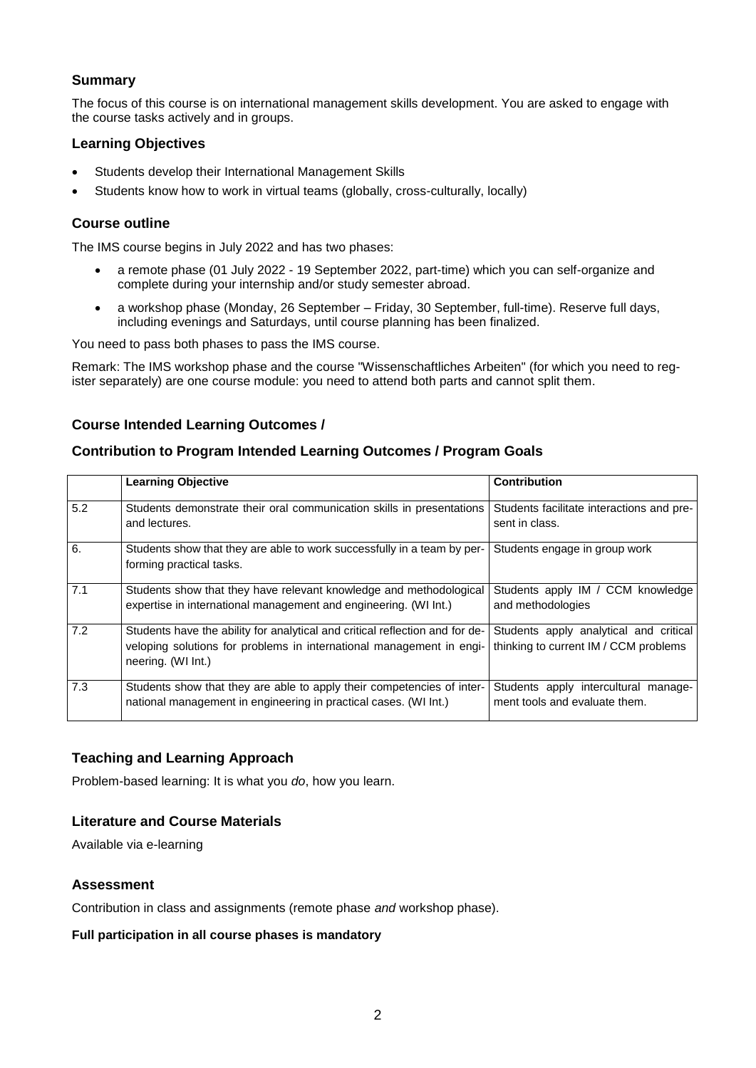## Summary

The focus of this course is on international management skills development. You are asked to engage with the course tasks actively and in groups.

## Learning Objectives

- Students develop their International Management Skills
- Students know how to work in virtual teams (globally, cross-culturally, locally)

## Course outline

The IMS course begins in July 2022 and has two phases:

- a remote phase (01 July 2022 - 19 September 2022, part-time) which you can self-organize and complete during your internship and/or study semester abroad.
- a workshop phase (Monday, 26 September – Friday, 30 September, full-time). Reserve full days, including evenings and Saturdays, until course planning has been finalized.

You need to pass both phases to pass the IMS course.

Remark: The IMS workshop phase and the course "Wissenschaftliches Arbeiten" (for which you need to register separately) are one course module: you need to attend both parts and cannot split them.

## Course Intended Learning Outcomes /

## Contribution to Program Intended Learning Outcomes / Program Goals

| | Learning Objective | Contribution |
|---|---|---|
| 5.2 | Students demonstrate their oral communication skills in presentations and lectures. | Students facilitate interactions and present in class. |
| 6. | Students show that they are able to work successfully in a team by performing practical tasks. | Students engage in group work |
| 7.1 | Students show that they have relevant knowledge and methodological expertise in international management and engineering. (WI Int.) | Students apply IM / CCM knowledge and methodologies |
| 7.2 | Students have the ability for analytical and critical reflection and for developing solutions for problems in international management in engineering. (WI Int.) | Students apply analytical and critical thinking to current IM / CCM problems |
| 7.3 | Students show that they are able to apply their competencies of international management in engineering in practical cases. (WI Int.) | Students apply intercultural management tools and evaluate them. |

## Teaching and Learning Approach

Problem-based learning: It is what you *do*, how you learn.

## Literature and Course Materials

Available via e-learning

## Assessment

Contribution in class and assignments (remote phase *and* workshop phase).

**Full participation in all course phases is mandatory**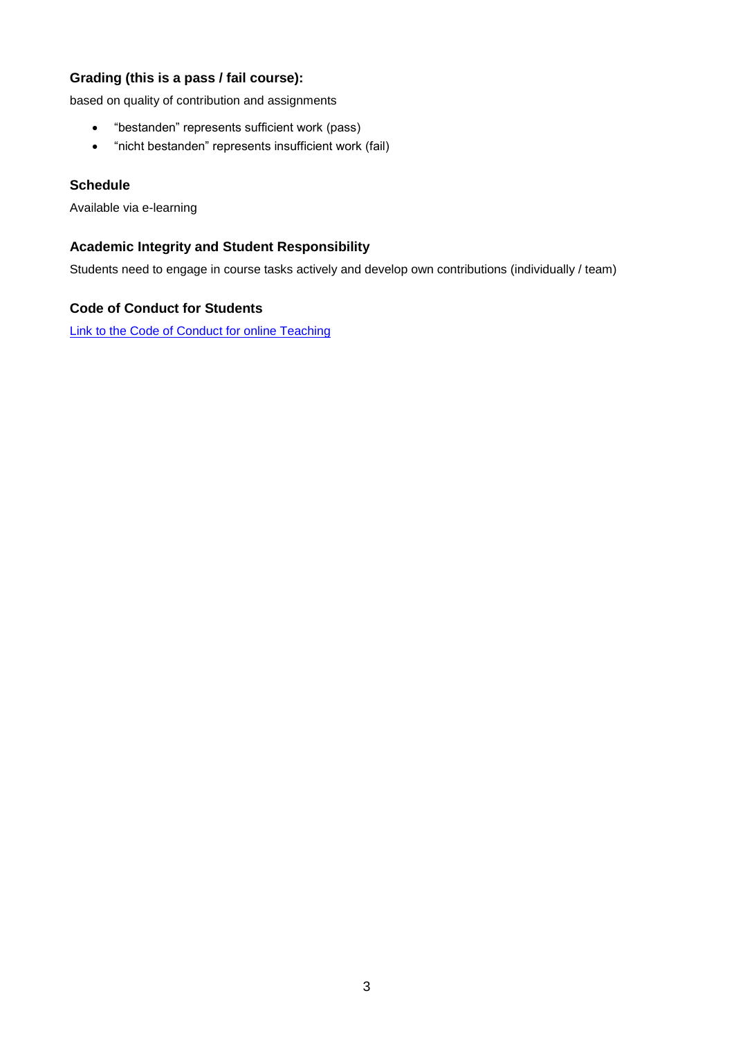### Grading (this is a pass / fail course):

based on quality of contribution and assignments

- "bestanden" represents sufficient work (pass)
- "nicht bestanden" represents insufficient work (fail)

### Schedule

Available via e-learning

### Academic Integrity and Student Responsibility

Students need to engage in course tasks actively and develop own contributions (individually / team)

### Code of Conduct for Students

Link to the Code of Conduct for online Teaching